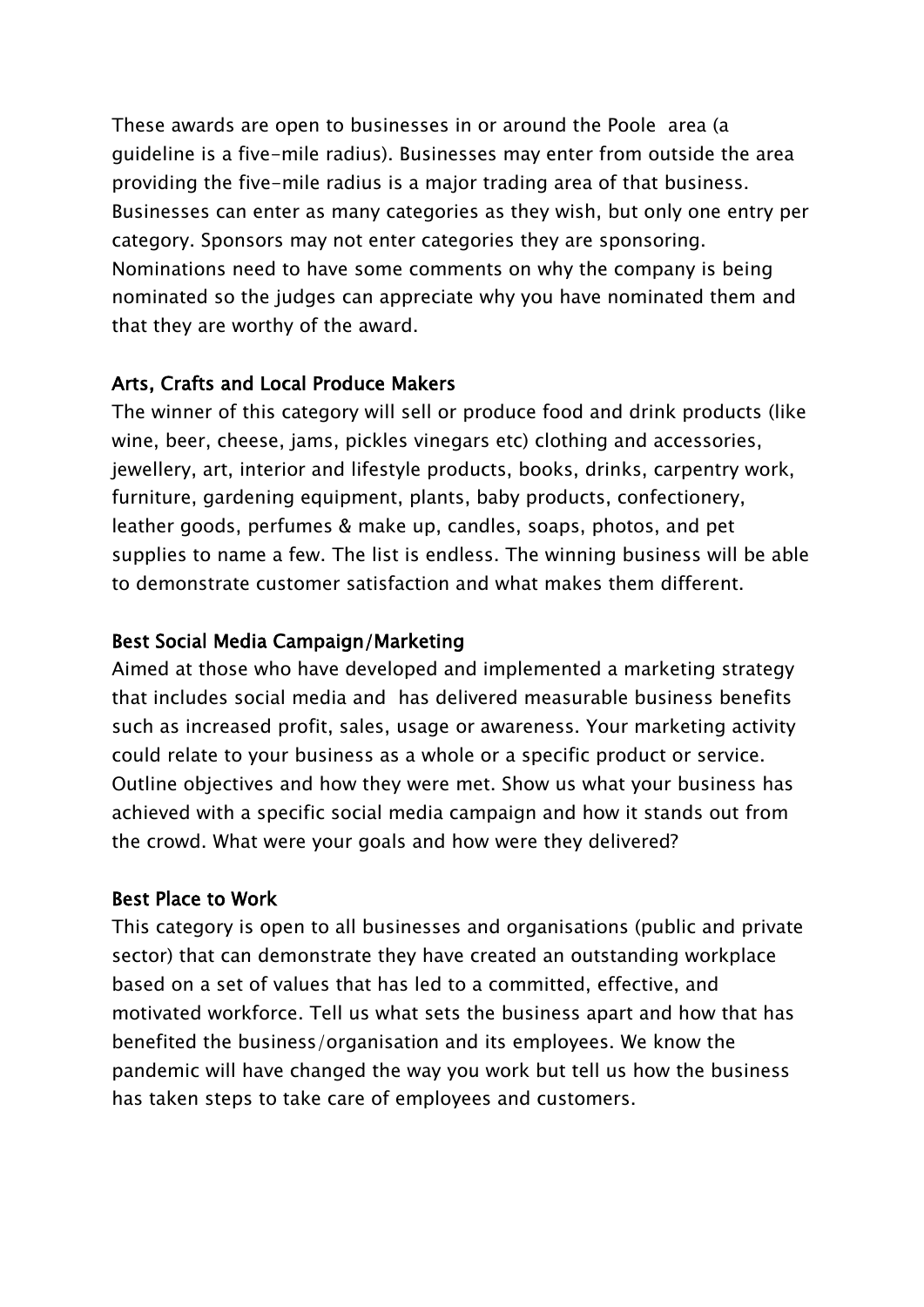These awards are open to businesses in or around the Poole  area (a guideline is a five-mile radius). Businesses may enter from outside the area providing the five-mile radius is a major trading area of that business. Businesses can enter as many categories as they wish, but only one entry per category. Sponsors may not enter categories they are sponsoring. Nominations need to have some comments on why the company is being nominated so the judges can appreciate why you have nominated them and that they are worthy of the award.

### Arts, Crafts and Local Produce Makers

The winner of this category will sell or produce food and drink products (like wine, beer, cheese, jams, pickles vinegars etc) clothing and accessories, jewellery, art, interior and lifestyle products, books, drinks, carpentry work, furniture, gardening equipment, plants, baby products, confectionery, leather goods, perfumes & make up, candles, soaps, photos, and pet supplies to name a few. The list is endless. The winning business will be able to demonstrate customer satisfaction and what makes them different.

### Best Social Media Campaign/Marketing

Aimed at those who have developed and implemented a marketing strategy that includes social media and  has delivered measurable business benefits such as increased profit, sales, usage or awareness. Your marketing activity could relate to your business as a whole or a specific product or service. Outline objectives and how they were met. Show us what your business has achieved with a specific social media campaign and how it stands out from the crowd. What were your goals and how were they delivered?

### Best Place to Work

This category is open to all businesses and organisations (public and private sector) that can demonstrate they have created an outstanding workplace based on a set of values that has led to a committed, effective, and motivated workforce. Tell us what sets the business apart and how that has benefited the business/organisation and its employees. We know the pandemic will have changed the way you work but tell us how the business has taken steps to take care of employees and customers.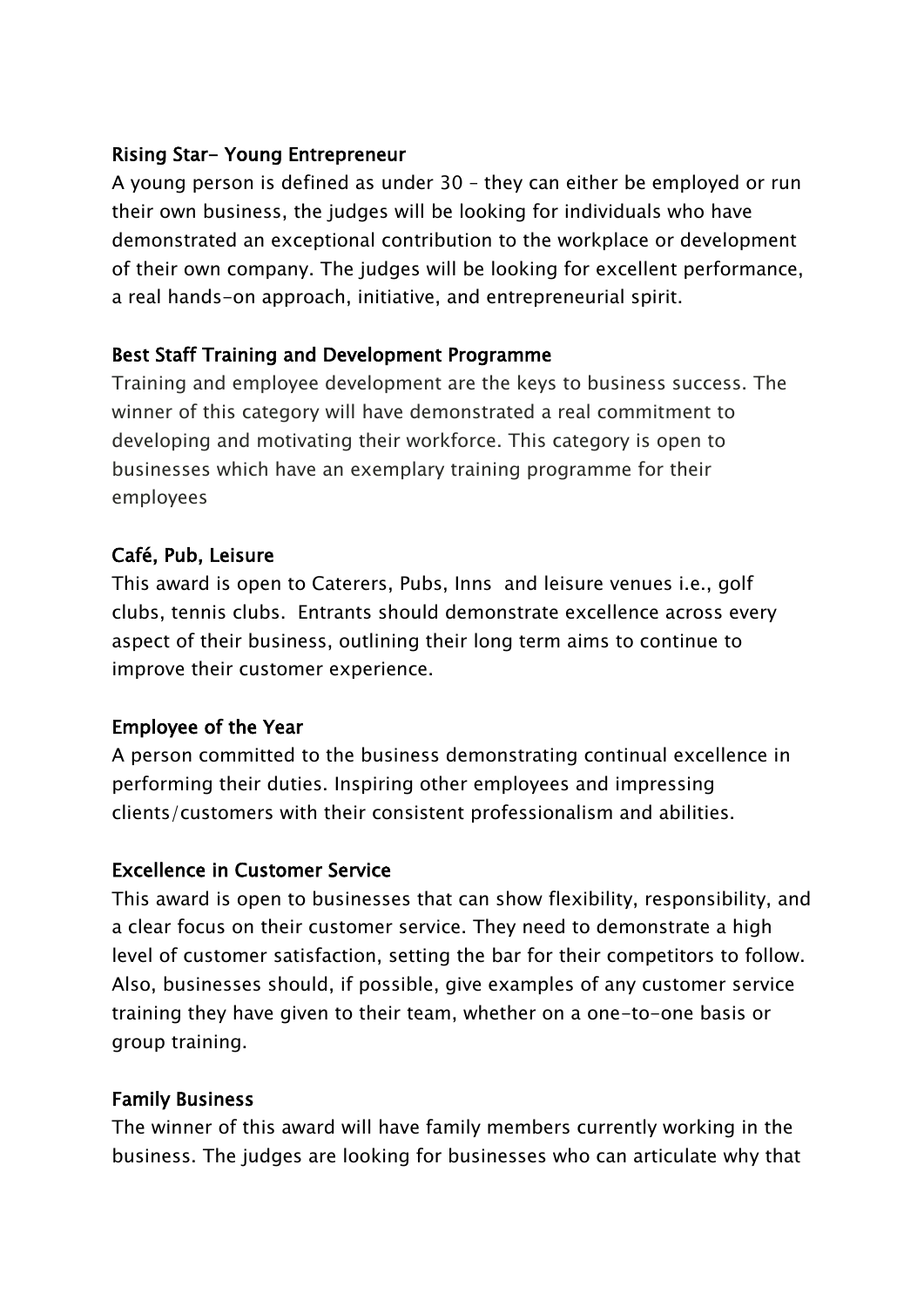**Rising Star- Young Entrepreneur**

A young person is defined as under 30 – they can either be employed or run their own business, the judges will be looking for individuals who have demonstrated an exceptional contribution to the workplace or development of their own company. The judges will be looking for excellent performance, a real hands-on approach, initiative, and entrepreneurial spirit.

**Best Staff Training and Development Programme**

Training and employee development are the keys to business success. The winner of this category will have demonstrated a real commitment to developing and motivating their workforce. This category is open to businesses which have an exemplary training programme for their employees

**Café, Pub, Leisure**

This award is open to Caterers, Pubs, Inns and leisure venues i.e., golf clubs, tennis clubs. Entrants should demonstrate excellence across every aspect of their business, outlining their long term aims to continue to improve their customer experience.

**Employee of the Year**

A person committed to the business demonstrating continual excellence in performing their duties. Inspiring other employees and impressing clients/customers with their consistent professionalism and abilities.

**Excellence in Customer Service**

This award is open to businesses that can show flexibility, responsibility, and a clear focus on their customer service. They need to demonstrate a high level of customer satisfaction, setting the bar for their competitors to follow. Also, businesses should, if possible, give examples of any customer service training they have given to their team, whether on a one-to-one basis or group training.

**Family Business**

The winner of this award will have family members currently working in the business. The judges are looking for businesses who can articulate why that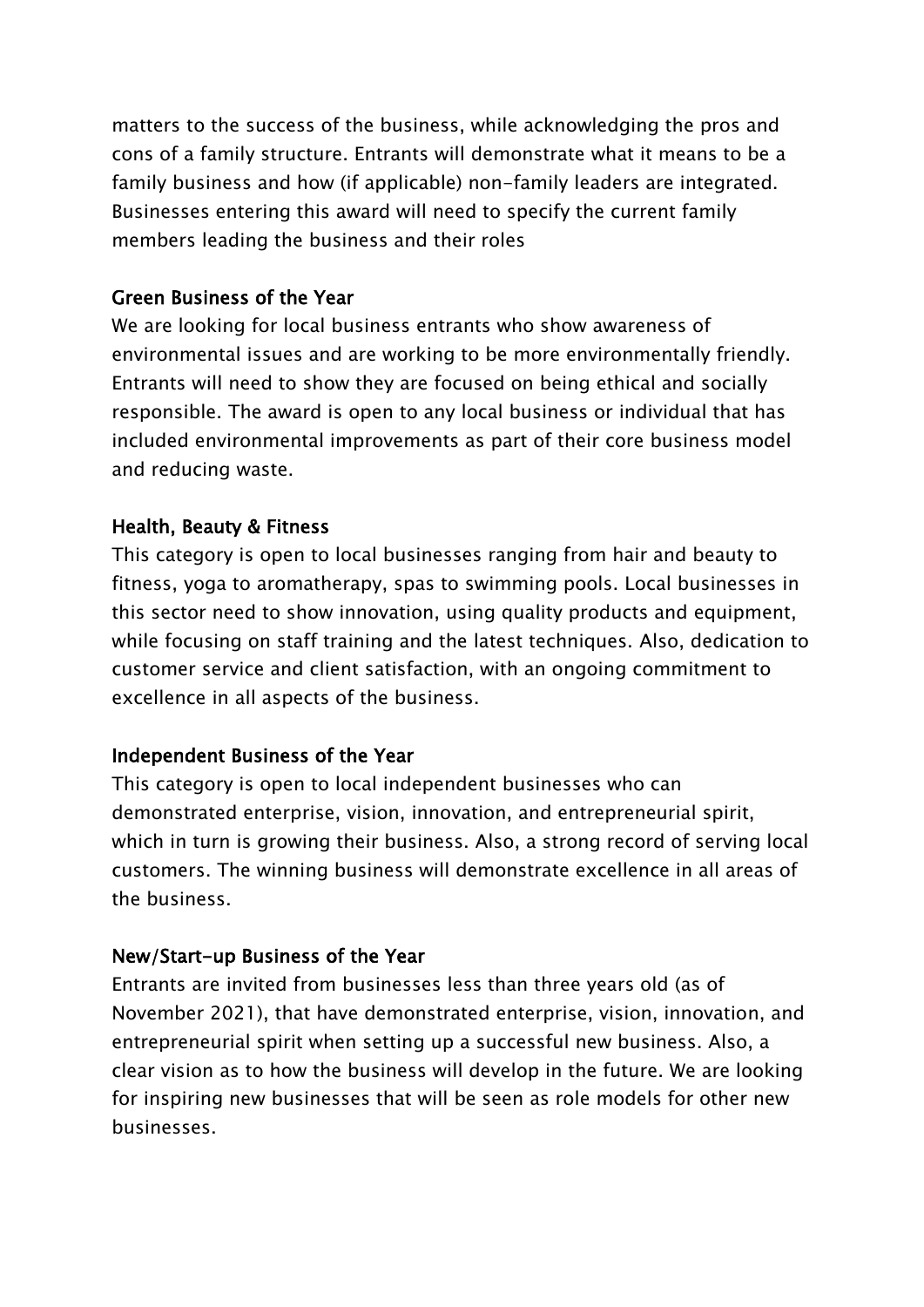matters to the success of the business, while acknowledging the pros and cons of a family structure. Entrants will demonstrate what it means to be a family business and how (if applicable) non-family leaders are integrated. Businesses entering this award will need to specify the current family members leading the business and their roles

## Green Business of the Year

We are looking for local business entrants who show awareness of environmental issues and are working to be more environmentally friendly. Entrants will need to show they are focused on being ethical and socially responsible. The award is open to any local business or individual that has included environmental improvements as part of their core business model and reducing waste.

## Health, Beauty & Fitness

This category is open to local businesses ranging from hair and beauty to fitness, yoga to aromatherapy, spas to swimming pools. Local businesses in this sector need to show innovation, using quality products and equipment, while focusing on staff training and the latest techniques. Also, dedication to customer service and client satisfaction, with an ongoing commitment to excellence in all aspects of the business.

## Independent Business of the Year

This category is open to local independent businesses who can demonstrated enterprise, vision, innovation, and entrepreneurial spirit, which in turn is growing their business. Also, a strong record of serving local customers. The winning business will demonstrate excellence in all areas of the business.

## New/Start-up Business of the Year

Entrants are invited from businesses less than three years old (as of November 2021), that have demonstrated enterprise, vision, innovation, and entrepreneurial spirit when setting up a successful new business. Also, a clear vision as to how the business will develop in the future. We are looking for inspiring new businesses that will be seen as role models for other new businesses.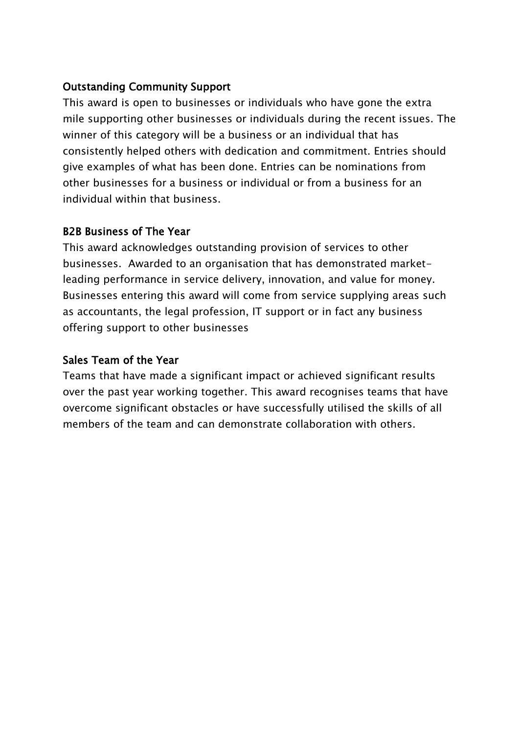**Outstanding Community Support**

This award is open to businesses or individuals who have gone the extra mile supporting other businesses or individuals during the recent issues. The winner of this category will be a business or an individual that has consistently helped others with dedication and commitment. Entries should give examples of what has been done. Entries can be nominations from other businesses for a business or individual or from a business for an individual within that business.

**B2B Business of The Year**

This award acknowledges outstanding provision of services to other businesses. Awarded to an organisation that has demonstrated market-leading performance in service delivery, innovation, and value for money. Businesses entering this award will come from service supplying areas such as accountants, the legal profession, IT support or in fact any business offering support to other businesses

**Sales Team of the Year**

Teams that have made a significant impact or achieved significant results over the past year working together. This award recognises teams that have overcome significant obstacles or have successfully utilised the skills of all members of the team and can demonstrate collaboration with others.